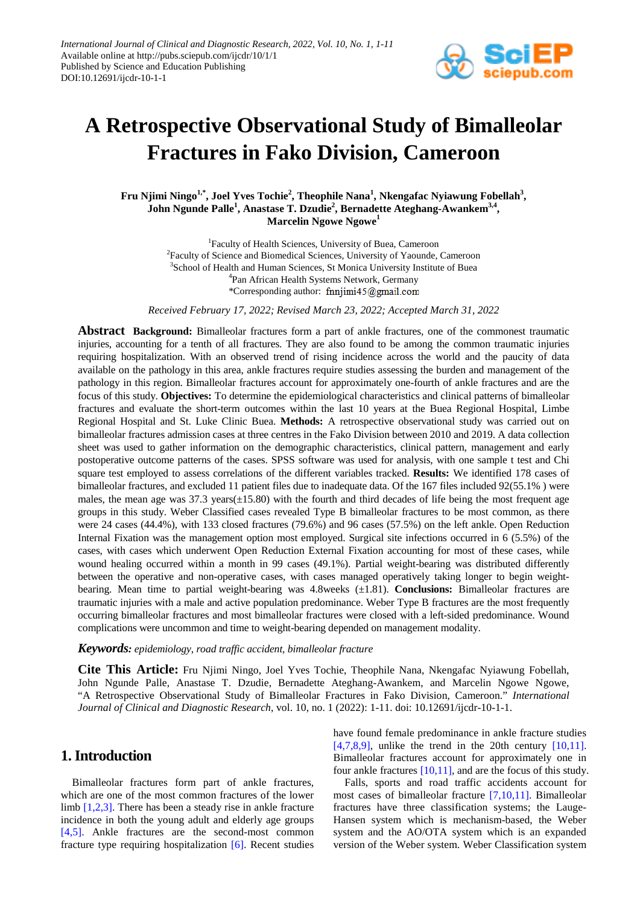*International Journal of Clinical and Diagnostic Research, 2022, Vol. 10, No. 1, 1-11*
Available online at http://pubs.sciepub.com/ijcdr/10/1/1
Published by Science and Education Publishing
DOI:10.12691/ijcdr-10-1-1

# A Retrospective Observational Study of Bimalleolar Fractures in Fako Division, Cameroon

**Fru Njimi Ningo[1,*], Joel Yves Tochie[2], Theophile Nana[1], Nkengafac Nyiawung Fobellah[3], John Ngunde Palle[1], Anastase T. Dzudie[2], Bernadette Ateghang-Awankem[3,4], Marcelin Ngowe Ngowe[1]**

[1]Faculty of Health Sciences, University of Buea, Cameroon
[2]Faculty of Science and Biomedical Sciences, University of Yaounde, Cameroon
[3]School of Health and Human Sciences, St Monica University Institute of Buea
[4]Pan African Health Systems Network, Germany
*Corresponding author: fnnjimi45@gmail.com

*Received February 17, 2022; Revised March 23, 2022; Accepted March 31, 2022*

**Abstract** **Background:** Bimalleolar fractures form a part of ankle fractures, one of the commonest traumatic injuries, accounting for a tenth of all fractures. They are also found to be among the common traumatic injuries requiring hospitalization. With an observed trend of rising incidence across the world and the paucity of data available on the pathology in this area, ankle fractures require studies assessing the burden and management of the pathology in this region. Bimalleolar fractures account for approximately one-fourth of ankle fractures and are the focus of this study. **Objectives:** To determine the epidemiological characteristics and clinical patterns of bimalleolar fractures and evaluate the short-term outcomes within the last 10 years at the Buea Regional Hospital, Limbe Regional Hospital and St. Luke Clinic Buea. **Methods:** A retrospective observational study was carried out on bimalleolar fractures admission cases at three centres in the Fako Division between 2010 and 2019. A data collection sheet was used to gather information on the demographic characteristics, clinical pattern, management and early postoperative outcome patterns of the cases. SPSS software was used for analysis, with one sample t test and Chi square test employed to assess correlations of the different variables tracked. **Results:** We identified 178 cases of bimalleolar fractures, and excluded 11 patient files due to inadequate data. Of the 167 files included 92(55.1% ) were males, the mean age was 37.3 years(±15.80) with the fourth and third decades of life being the most frequent age groups in this study. Weber Classified cases revealed Type B bimalleolar fractures to be most common, as there were 24 cases (44.4%), with 133 closed fractures (79.6%) and 96 cases (57.5%) on the left ankle. Open Reduction Internal Fixation was the management option most employed. Surgical site infections occurred in 6 (5.5%) of the cases, with cases which underwent Open Reduction External Fixation accounting for most of these cases, while wound healing occurred within a month in 99 cases (49.1%). Partial weight-bearing was distributed differently between the operative and non-operative cases, with cases managed operatively taking longer to begin weight-bearing. Mean time to partial weight-bearing was 4.8weeks (±1.81). **Conclusions:** Bimalleolar fractures are traumatic injuries with a male and active population predominance. Weber Type B fractures are the most frequently occurring bimalleolar fractures and most bimalleolar fractures were closed with a left-sided predominance. Wound complications were uncommon and time to weight-bearing depended on management modality.

***Keywords:*** *epidemiology, road traffic accident, bimalleolar fracture*

**Cite This Article:** Fru Njimi Ningo, Joel Yves Tochie, Theophile Nana, Nkengafac Nyiawung Fobellah, John Ngunde Palle, Anastase T. Dzudie, Bernadette Ateghang-Awankem, and Marcelin Ngowe Ngowe, "A Retrospective Observational Study of Bimalleolar Fractures in Fako Division, Cameroon." *International Journal of Clinical and Diagnostic Research*, vol. 10, no. 1 (2022): 1-11. doi: 10.12691/ijcdr-10-1-1.

## 1. Introduction

Bimalleolar fractures form part of ankle fractures, which are one of the most common fractures of the lower limb [1,2,3]. There has been a steady rise in ankle fracture incidence in both the young adult and elderly age groups [4,5]. Ankle fractures are the second-most common fracture type requiring hospitalization [6]. Recent studies have found female predominance in ankle fracture studies [4,7,8,9], unlike the trend in the 20th century [10,11]. Bimalleolar fractures account for approximately one in four ankle fractures [10,11], and are the focus of this study.

Falls, sports and road traffic accidents account for most cases of bimalleolar fracture [7,10,11]. Bimalleolar fractures have three classification systems; the Lauge-Hansen system which is mechanism-based, the Weber system and the AO/OTA system which is an expanded version of the Weber system. Weber Classification system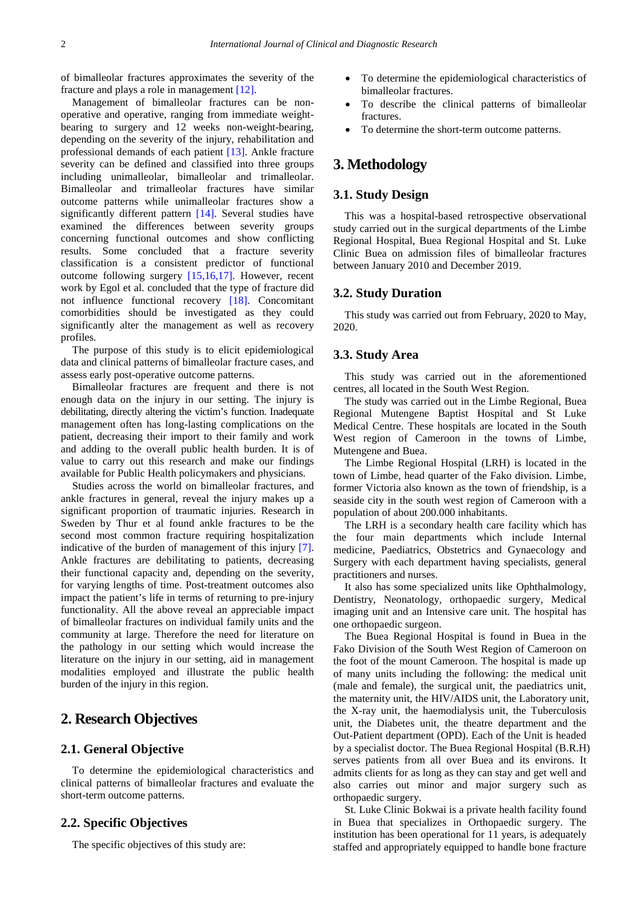of bimalleolar fractures approximates the severity of the fracture and plays a role in management [12].

Management of bimalleolar fractures can be non-operative and operative, ranging from immediate weight-bearing to surgery and 12 weeks non-weight-bearing, depending on the severity of the injury, rehabilitation and professional demands of each patient [13]. Ankle fracture severity can be defined and classified into three groups including unimalleolar, bimalleolar and trimalleolar. Bimalleolar and trimalleolar fractures have similar outcome patterns while unimalleolar fractures show a significantly different pattern [14]. Several studies have examined the differences between severity groups concerning functional outcomes and show conflicting results. Some concluded that a fracture severity classification is a consistent predictor of functional outcome following surgery [15,16,17]. However, recent work by Egol et al. concluded that the type of fracture did not influence functional recovery [18]. Concomitant comorbidities should be investigated as they could significantly alter the management as well as recovery profiles.

The purpose of this study is to elicit epidemiological data and clinical patterns of bimalleolar fracture cases, and assess early post-operative outcome patterns.

Bimalleolar fractures are frequent and there is not enough data on the injury in our setting. The injury is debilitating, directly altering the victim's function. Inadequate management often has long-lasting complications on the patient, decreasing their import to their family and work and adding to the overall public health burden. It is of value to carry out this research and make our findings available for Public Health policymakers and physicians.

Studies across the world on bimalleolar fractures, and ankle fractures in general, reveal the injury makes up a significant proportion of traumatic injuries. Research in Sweden by Thur et al found ankle fractures to be the second most common fracture requiring hospitalization indicative of the burden of management of this injury [7]. Ankle fractures are debilitating to patients, decreasing their functional capacity and, depending on the severity, for varying lengths of time. Post-treatment outcomes also impact the patient's life in terms of returning to pre-injury functionality. All the above reveal an appreciable impact of bimalleolar fractures on individual family units and the community at large. Therefore the need for literature on the pathology in our setting which would increase the literature on the injury in our setting, aid in management modalities employed and illustrate the public health burden of the injury in this region.

## 2. Research Objectives

### 2.1. General Objective

To determine the epidemiological characteristics and clinical patterns of bimalleolar fractures and evaluate the short-term outcome patterns.

### 2.2. Specific Objectives

The specific objectives of this study are:

- To determine the epidemiological characteristics of bimalleolar fractures.
- To describe the clinical patterns of bimalleolar fractures.
- To determine the short-term outcome patterns.

## 3. Methodology

### 3.1. Study Design

This was a hospital-based retrospective observational study carried out in the surgical departments of the Limbe Regional Hospital, Buea Regional Hospital and St. Luke Clinic Buea on admission files of bimalleolar fractures between January 2010 and December 2019.

### 3.2. Study Duration

This study was carried out from February, 2020 to May, 2020.

### 3.3. Study Area

This study was carried out in the aforementioned centres, all located in the South West Region.

The study was carried out in the Limbe Regional, Buea Regional Mutengene Baptist Hospital and St Luke Medical Centre. These hospitals are located in the South West region of Cameroon in the towns of Limbe, Mutengene and Buea.

The Limbe Regional Hospital (LRH) is located in the town of Limbe, head quarter of the Fako division. Limbe, former Victoria also known as the town of friendship, is a seaside city in the south west region of Cameroon with a population of about 200.000 inhabitants.

The LRH is a secondary health care facility which has the four main departments which include Internal medicine, Paediatrics, Obstetrics and Gynaecology and Surgery with each department having specialists, general practitioners and nurses.

It also has some specialized units like Ophthalmology, Dentistry, Neonatology, orthopaedic surgery, Medical imaging unit and an Intensive care unit. The hospital has one orthopaedic surgeon.

The Buea Regional Hospital is found in Buea in the Fako Division of the South West Region of Cameroon on the foot of the mount Cameroon. The hospital is made up of many units including the following: the medical unit (male and female), the surgical unit, the paediatrics unit, the maternity unit, the HIV/AIDS unit, the Laboratory unit, the X-ray unit, the haemodialysis unit, the Tuberculosis unit, the Diabetes unit, the theatre department and the Out-Patient department (OPD). Each of the Unit is headed by a specialist doctor. The Buea Regional Hospital (B.R.H) serves patients from all over Buea and its environs. It admits clients for as long as they can stay and get well and also carries out minor and major surgery such as orthopaedic surgery.

St. Luke Clinic Bokwai is a private health facility found in Buea that specializes in Orthopaedic surgery. The institution has been operational for 11 years, is adequately staffed and appropriately equipped to handle bone fracture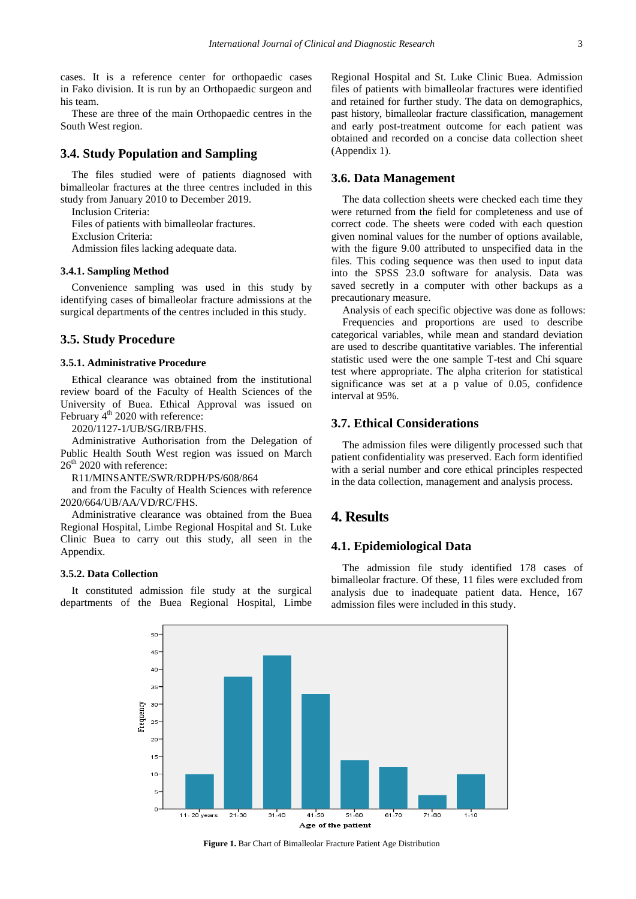cases. It is a reference center for orthopaedic cases in Fako division. It is run by an Orthopaedic surgeon and his team.

These are three of the main Orthopaedic centres in the South West region.

### 3.4. Study Population and Sampling

The files studied were of patients diagnosed with bimalleolar fractures at the three centres included in this study from January 2010 to December 2019.

Inclusion Criteria:

Files of patients with bimalleolar fractures.

Exclusion Criteria:

Admission files lacking adequate data.

#### 3.4.1. Sampling Method

Convenience sampling was used in this study by identifying cases of bimalleolar fracture admissions at the surgical departments of the centres included in this study.

### 3.5. Study Procedure

#### 3.5.1. Administrative Procedure

Ethical clearance was obtained from the institutional review board of the Faculty of Health Sciences of the University of Buea. Ethical Approval was issued on February 4th 2020 with reference:

2020/1127-1/UB/SG/IRB/FHS.

Administrative Authorisation from the Delegation of Public Health South West region was issued on March 26th 2020 with reference:

R11/MINSANTE/SWR/RDPH/PS/608/864

and from the Faculty of Health Sciences with reference 2020/664/UB/AA/VD/RC/FHS.

Administrative clearance was obtained from the Buea Regional Hospital, Limbe Regional Hospital and St. Luke Clinic Buea to carry out this study, all seen in the Appendix.

#### 3.5.2. Data Collection

It constituted admission file study at the surgical departments of the Buea Regional Hospital, Limbe Regional Hospital and St. Luke Clinic Buea. Admission files of patients with bimalleolar fractures were identified and retained for further study. The data on demographics, past history, bimalleolar fracture classification, management and early post-treatment outcome for each patient was obtained and recorded on a concise data collection sheet (Appendix 1).

### 3.6. Data Management

The data collection sheets were checked each time they were returned from the field for completeness and use of correct code. The sheets were coded with each question given nominal values for the number of options available, with the figure 9.00 attributed to unspecified data in the files. This coding sequence was then used to input data into the SPSS 23.0 software for analysis. Data was saved secretly in a computer with other backups as a precautionary measure.

Analysis of each specific objective was done as follows:

Frequencies and proportions are used to describe categorical variables, while mean and standard deviation are used to describe quantitative variables. The inferential statistic used were the one sample T-test and Chi square test where appropriate. The alpha criterion for statistical significance was set at a p value of 0.05, confidence interval at 95%.

### 3.7. Ethical Considerations

The admission files were diligently processed such that patient confidentiality was preserved. Each form identified with a serial number and core ethical principles respected in the data collection, management and analysis process.

## 4. Results

### 4.1. Epidemiological Data

The admission file study identified 178 cases of bimalleolar fracture. Of these, 11 files were excluded from analysis due to inadequate patient data. Hence, 167 admission files were included in this study.

**Figure 1.** Bar Chart of Bimalleolar Fracture Patient Age Distribution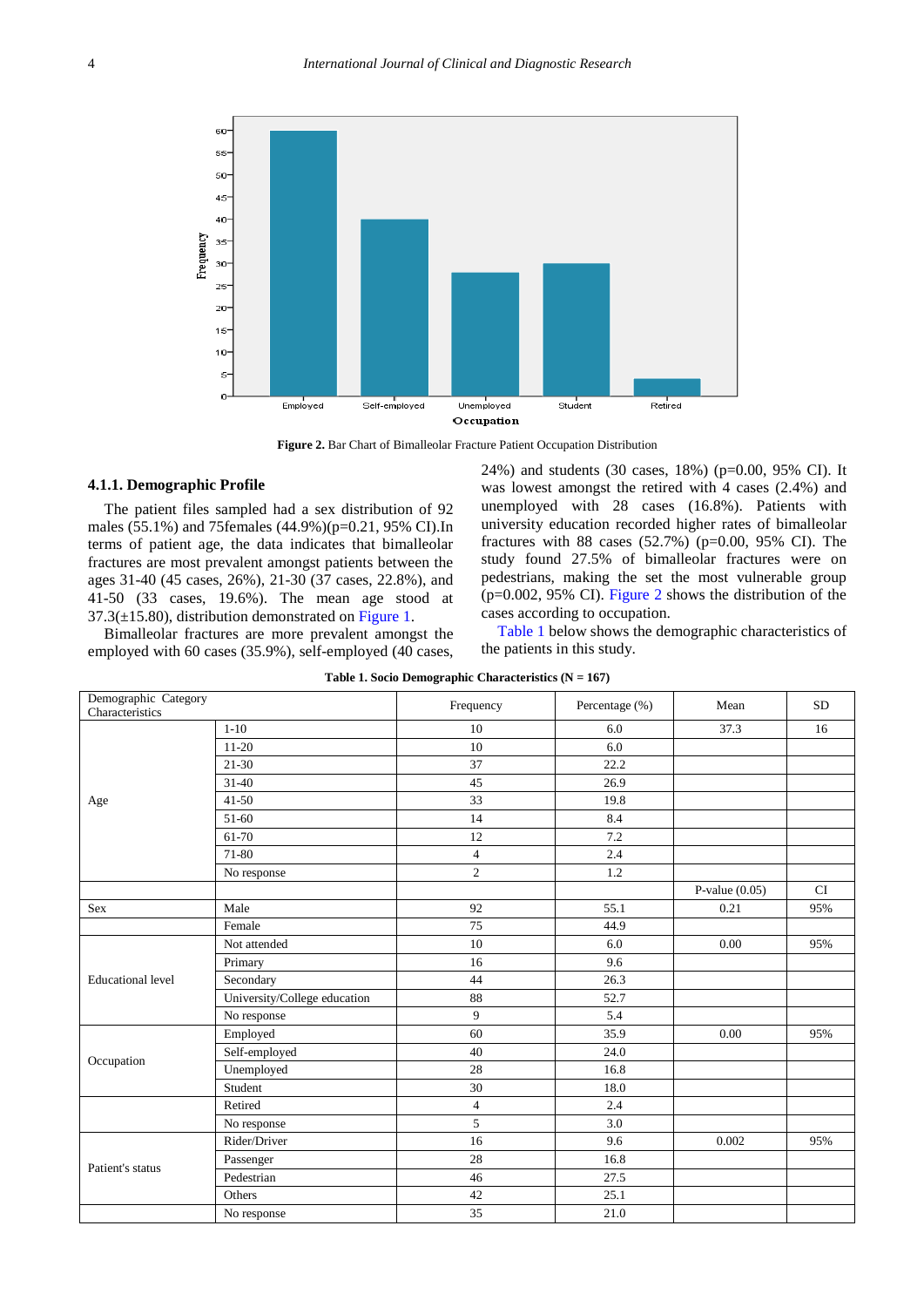Figure 2. Bar Chart of Bimalleolar Fracture Patient Occupation Distribution

#### 4.1.1. Demographic Profile

The patient files sampled had a sex distribution of 92 males (55.1%) and 75females (44.9%)(p=0.21, 95% CI).In terms of patient age, the data indicates that bimalleolar fractures are most prevalent amongst patients between the ages 31-40 (45 cases, 26%), 21-30 (37 cases, 22.8%), and 41-50 (33 cases, 19.6%). The mean age stood at 37.3(±15.80), distribution demonstrated on Figure 1.

Bimalleolar fractures are more prevalent amongst the employed with 60 cases (35.9%), self-employed (40 cases, 24%) and students (30 cases, 18%) (p=0.00, 95% CI). It was lowest amongst the retired with 4 cases (2.4%) and unemployed with 28 cases (16.8%). Patients with university education recorded higher rates of bimalleolar fractures with 88 cases (52.7%) (p=0.00, 95% CI). The study found 27.5% of bimalleolar fractures were on pedestrians, making the set the most vulnerable group (p=0.002, 95% CI). Figure 2 shows the distribution of the cases according to occupation.

Table 1 below shows the demographic characteristics of the patients in this study.

**Table 1. Socio Demographic Characteristics (N = 167)**

| Demographic Category Characteristics | | Frequency | Percentage (%) | Mean | SD |
|---|---|---|---|---|---|
| Age | 1-10 | 10 | 6.0 | 37.3 | 16 |
| | 11-20 | 10 | 6.0 | | |
| | 21-30 | 37 | 22.2 | | |
| | 31-40 | 45 | 26.9 | | |
| | 41-50 | 33 | 19.8 | | |
| | 51-60 | 14 | 8.4 | | |
| | 61-70 | 12 | 7.2 | | |
| | 71-80 | 4 | 2.4 | | |
| | No response | 2 | 1.2 | | |
| | | | | P-value (0.05) | CI |
| Sex | Male | 92 | 55.1 | 0.21 | 95% |
| | Female | 75 | 44.9 | | |
| Educational level | Not attended | 10 | 6.0 | 0.00 | 95% |
| | Primary | 16 | 9.6 | | |
| | Secondary | 44 | 26.3 | | |
| | University/College education | 88 | 52.7 | | |
| | No response | 9 | 5.4 | | |
| Occupation | Employed | 60 | 35.9 | 0.00 | 95% |
| | Self-employed | 40 | 24.0 | | |
| | Unemployed | 28 | 16.8 | | |
| | Student | 30 | 18.0 | | |
| | Retired | 4 | 2.4 | | |
| | No response | 5 | 3.0 | | |
| Patient's status | Rider/Driver | 16 | 9.6 | 0.002 | 95% |
| | Passenger | 28 | 16.8 | | |
| | Pedestrian | 46 | 27.5 | | |
| | Others | 42 | 25.1 | | |
| | No response | 35 | 21.0 | | |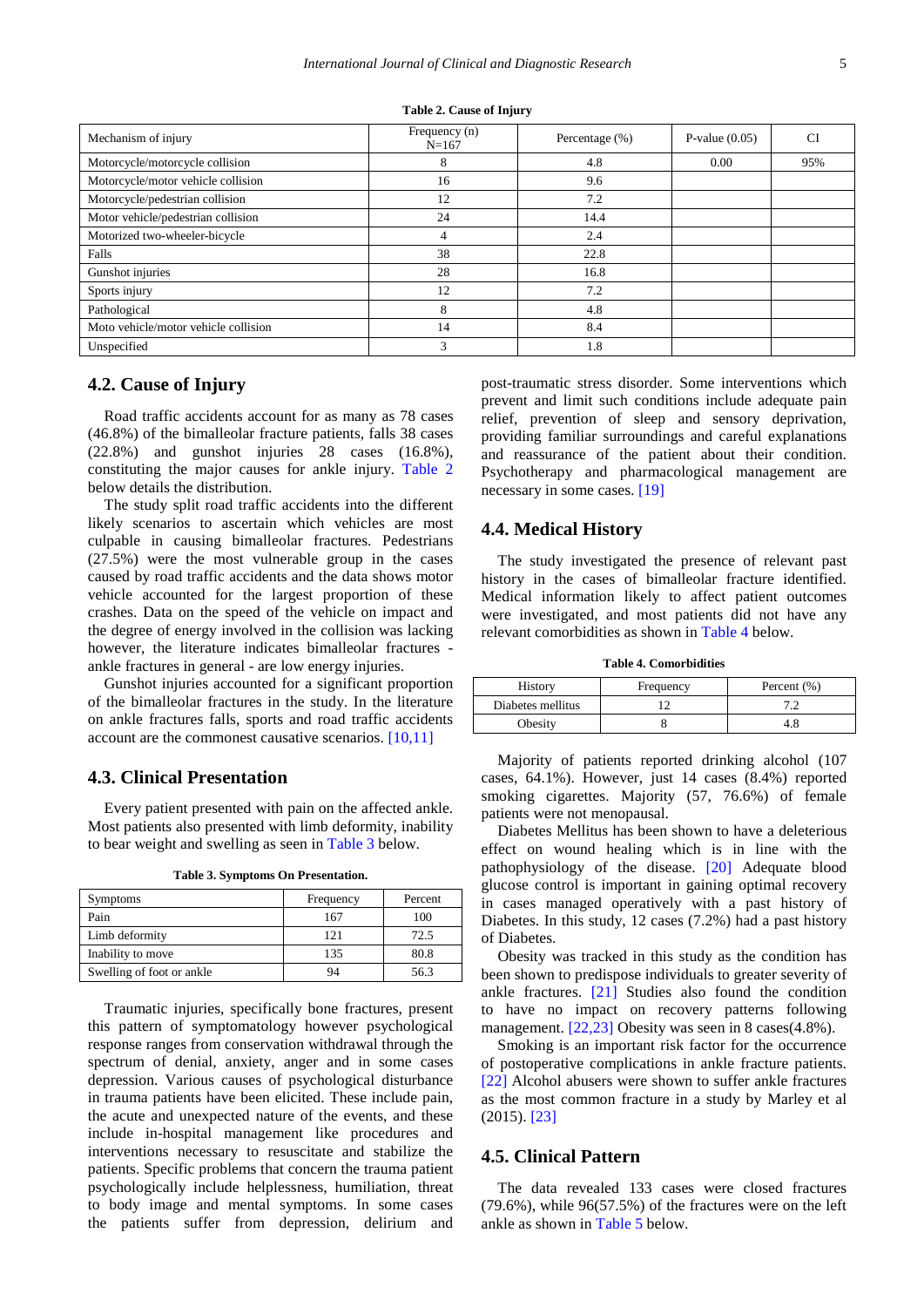**Table 2. Cause of Injury**

| Mechanism of injury | Frequency (n) N=167 | Percentage (%) | P-value (0.05) | CI |
|---|---|---|---|---|
| Motorcycle/motorcycle collision | 8 | 4.8 | 0.00 | 95% |
| Motorcycle/motor vehicle collision | 16 | 9.6 | | |
| Motorcycle/pedestrian collision | 12 | 7.2 | | |
| Motor vehicle/pedestrian collision | 24 | 14.4 | | |
| Motorized two-wheeler-bicycle | 4 | 2.4 | | |
| Falls | 38 | 22.8 | | |
| Gunshot injuries | 28 | 16.8 | | |
| Sports injury | 12 | 7.2 | | |
| Pathological | 8 | 4.8 | | |
| Moto vehicle/motor vehicle collision | 14 | 8.4 | | |
| Unspecified | 3 | 1.8 | | |

### 4.2. Cause of Injury

Road traffic accidents account for as many as 78 cases (46.8%) of the bimalleolar fracture patients, falls 38 cases (22.8%) and gunshot injuries 28 cases (16.8%), constituting the major causes for ankle injury. Table 2 below details the distribution.

The study split road traffic accidents into the different likely scenarios to ascertain which vehicles are most culpable in causing bimalleolar fractures. Pedestrians (27.5%) were the most vulnerable group in the cases caused by road traffic accidents and the data shows motor vehicle accounted for the largest proportion of these crashes. Data on the speed of the vehicle on impact and the degree of energy involved in the collision was lacking however, the literature indicates bimalleolar fractures - ankle fractures in general - are low energy injuries.

Gunshot injuries accounted for a significant proportion of the bimalleolar fractures in the study. In the literature on ankle fractures falls, sports and road traffic accidents account are the commonest causative scenarios. [10,11]

### 4.3. Clinical Presentation

Every patient presented with pain on the affected ankle. Most patients also presented with limb deformity, inability to bear weight and swelling as seen in Table 3 below.

**Table 3. Symptoms On Presentation.**

| Symptoms | Frequency | Percent |
|---|---|---|
| Pain | 167 | 100 |
| Limb deformity | 121 | 72.5 |
| Inability to move | 135 | 80.8 |
| Swelling of foot or ankle | 94 | 56.3 |

Traumatic injuries, specifically bone fractures, present this pattern of symptomatology however psychological response ranges from conservation withdrawal through the spectrum of denial, anxiety, anger and in some cases depression. Various causes of psychological disturbance in trauma patients have been elicited. These include pain, the acute and unexpected nature of the events, and these include in-hospital management like procedures and interventions necessary to resuscitate and stabilize the patients. Specific problems that concern the trauma patient psychologically include helplessness, humiliation, threat to body image and mental symptoms. In some cases the patients suffer from depression, delirium and post-traumatic stress disorder. Some interventions which prevent and limit such conditions include adequate pain relief, prevention of sleep and sensory deprivation, providing familiar surroundings and careful explanations and reassurance of the patient about their condition. Psychotherapy and pharmacological management are necessary in some cases. [19]

### 4.4. Medical History

The study investigated the presence of relevant past history in the cases of bimalleolar fracture identified. Medical information likely to affect patient outcomes were investigated, and most patients did not have any relevant comorbidities as shown in Table 4 below.

**Table 4. Comorbidities**

| History | Frequency | Percent (%) |
|---|---|---|
| Diabetes mellitus | 12 | 7.2 |
| Obesity | 8 | 4.8 |

Majority of patients reported drinking alcohol (107 cases, 64.1%). However, just 14 cases (8.4%) reported smoking cigarettes. Majority (57, 76.6%) of female patients were not menopausal.

Diabetes Mellitus has been shown to have a deleterious effect on wound healing which is in line with the pathophysiology of the disease. [20] Adequate blood glucose control is important in gaining optimal recovery in cases managed operatively with a past history of Diabetes. In this study, 12 cases (7.2%) had a past history of Diabetes.

Obesity was tracked in this study as the condition has been shown to predispose individuals to greater severity of ankle fractures. [21] Studies also found the condition to have no impact on recovery patterns following management. [22,23] Obesity was seen in 8 cases(4.8%).

Smoking is an important risk factor for the occurrence of postoperative complications in ankle fracture patients. [22] Alcohol abusers were shown to suffer ankle fractures as the most common fracture in a study by Marley et al (2015). [23]

### 4.5. Clinical Pattern

The data revealed 133 cases were closed fractures (79.6%), while 96(57.5%) of the fractures were on the left ankle as shown in Table 5 below.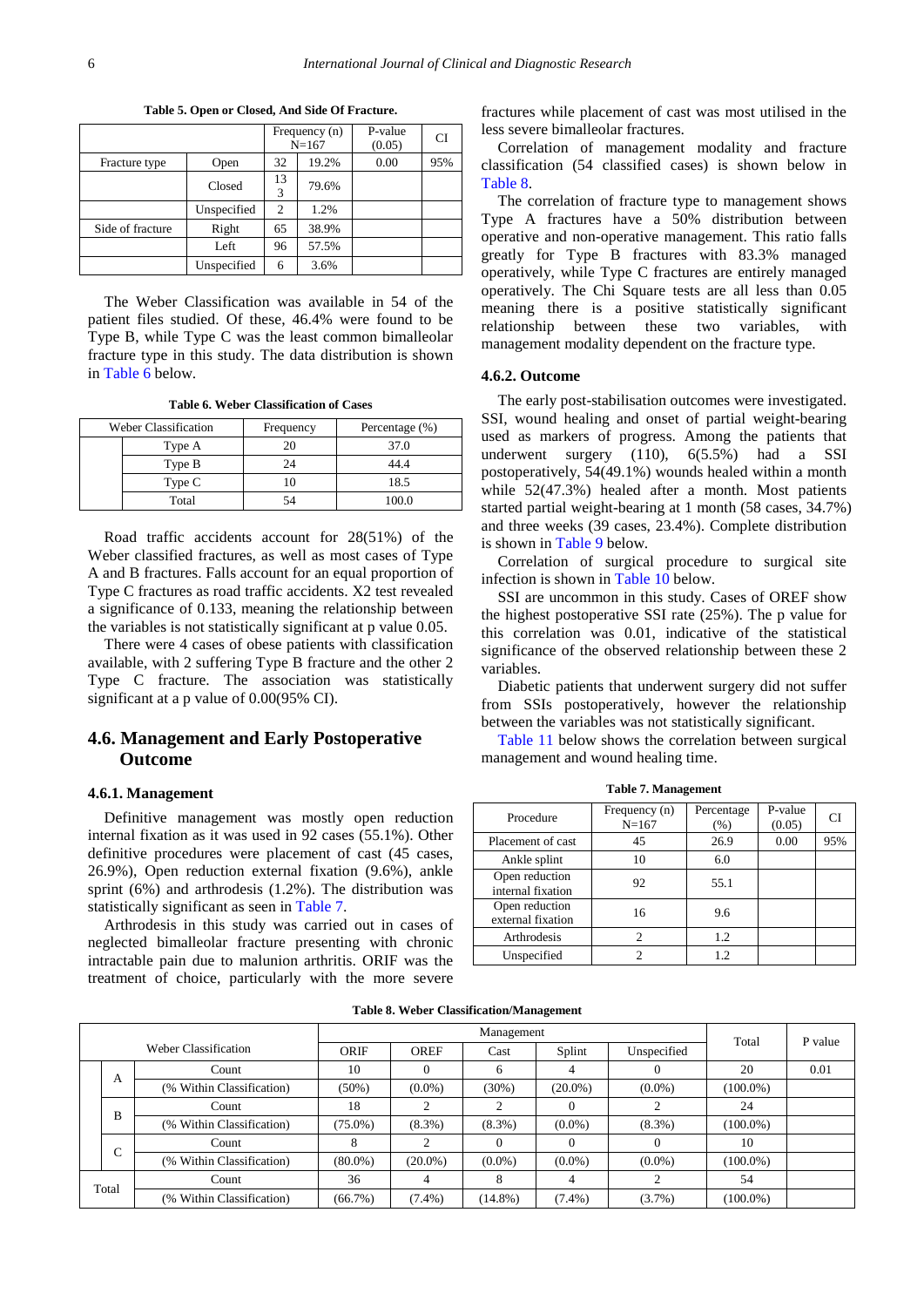**Table 5. Open or Closed, And Side Of Fracture.**

| | | Frequency (n) N=167 | | P-value (0.05) | CI |
|---|---|---|---|---|---|
| Fracture type | Open | 32 | 19.2% | 0.00 | 95% |
| | Closed | 133 | 79.6% | | |
| | Unspecified | 2 | 1.2% | | |
| Side of fracture | Right | 65 | 38.9% | | |
| | Left | 96 | 57.5% | | |
| | Unspecified | 6 | 3.6% | | |

The Weber Classification was available in 54 of the patient files studied. Of these, 46.4% were found to be Type B, while Type C was the least common bimalleolar fracture type in this study. The data distribution is shown in Table 6 below.

**Table 6. Weber Classification of Cases**

| Weber Classification | | Frequency | Percentage (%) |
|---|---|---|---|
| | Type A | 20 | 37.0 |
| | Type B | 24 | 44.4 |
| | Type C | 10 | 18.5 |
| | Total | 54 | 100.0 |

Road traffic accidents account for 28(51%) of the Weber classified fractures, as well as most cases of Type A and B fractures. Falls account for an equal proportion of Type C fractures as road traffic accidents. X2 test revealed a significance of 0.133, meaning the relationship between the variables is not statistically significant at p value 0.05.

There were 4 cases of obese patients with classification available, with 2 suffering Type B fracture and the other 2 Type C fracture. The association was statistically significant at a p value of 0.00(95% CI).

## 4.6. Management and Early Postoperative Outcome

### 4.6.1. Management

Definitive management was mostly open reduction internal fixation as it was used in 92 cases (55.1%). Other definitive procedures were placement of cast (45 cases, 26.9%), Open reduction external fixation (9.6%), ankle sprint (6%) and arthrodesis (1.2%). The distribution was statistically significant as seen in Table 7.

Arthrodesis in this study was carried out in cases of neglected bimalleolar fracture presenting with chronic intractable pain due to malunion arthritis. ORIF was the treatment of choice, particularly with the more severe fractures while placement of cast was most utilised in the less severe bimalleolar fractures.

Correlation of management modality and fracture classification (54 classified cases) is shown below in Table 8.

The correlation of fracture type to management shows Type A fractures have a 50% distribution between operative and non-operative management. This ratio falls greatly for Type B fractures with 83.3% managed operatively, while Type C fractures are entirely managed operatively. The Chi Square tests are all less than 0.05 meaning there is a positive statistically significant relationship between these two variables, with management modality dependent on the fracture type.

### 4.6.2. Outcome

The early post-stabilisation outcomes were investigated. SSI, wound healing and onset of partial weight-bearing used as markers of progress. Among the patients that underwent surgery (110), 6(5.5%) had a SSI postoperatively, 54(49.1%) wounds healed within a month while 52(47.3%) healed after a month. Most patients started partial weight-bearing at 1 month (58 cases, 34.7%) and three weeks (39 cases, 23.4%). Complete distribution is shown in Table 9 below.

Correlation of surgical procedure to surgical site infection is shown in Table 10 below.

SSI are uncommon in this study. Cases of OREF show the highest postoperative SSI rate (25%). The p value for this correlation was 0.01, indicative of the statistical significance of the observed relationship between these 2 variables.

Diabetic patients that underwent surgery did not suffer from SSIs postoperatively, however the relationship between the variables was not statistically significant.

Table 11 below shows the correlation between surgical management and wound healing time.

**Table 7. Management**

| Procedure | Frequency (n) N=167 | Percentage (%) | P-value (0.05) | CI |
|---|---|---|---|---|
| Placement of cast | 45 | 26.9 | 0.00 | 95% |
| Ankle splint | 10 | 6.0 | | |
| Open reduction internal fixation | 92 | 55.1 | | |
| Open reduction external fixation | 16 | 9.6 | | |
| Arthrodesis | 2 | 1.2 | | |
| Unspecified | 2 | 1.2 | | |

**Table 8. Weber Classification/Management**

| Weber Classification | | | Management | | | | | Total | P value |
|---|---|---|---|---|---|---|---|---|---|
| | | | ORIF | OREF | Cast | Splint | Unspecified | | |
| | A | Count | 10 | 0 | 6 | 4 | 0 | 20 | 0.01 |
| | | (% Within Classification) | (50%) | (0.0%) | (30%) | (20.0%) | (0.0%) | (100.0%) | |
| | B | Count | 18 | 2 | 2 | 0 | 2 | 24 | |
| | | (% Within Classification) | (75.0%) | (8.3%) | (8.3%) | (0.0%) | (8.3%) | (100.0%) | |
| | C | Count | 8 | 2 | 0 | 0 | 0 | 10 | |
| | | (% Within Classification) | (80.0%) | (20.0%) | (0.0%) | (0.0%) | (0.0%) | (100.0%) | |
| Total | | Count | 36 | 4 | 8 | 4 | 2 | 54 | |
| | | (% Within Classification) | (66.7%) | (7.4%) | (14.8%) | (7.4%) | (3.7%) | (100.0%) | |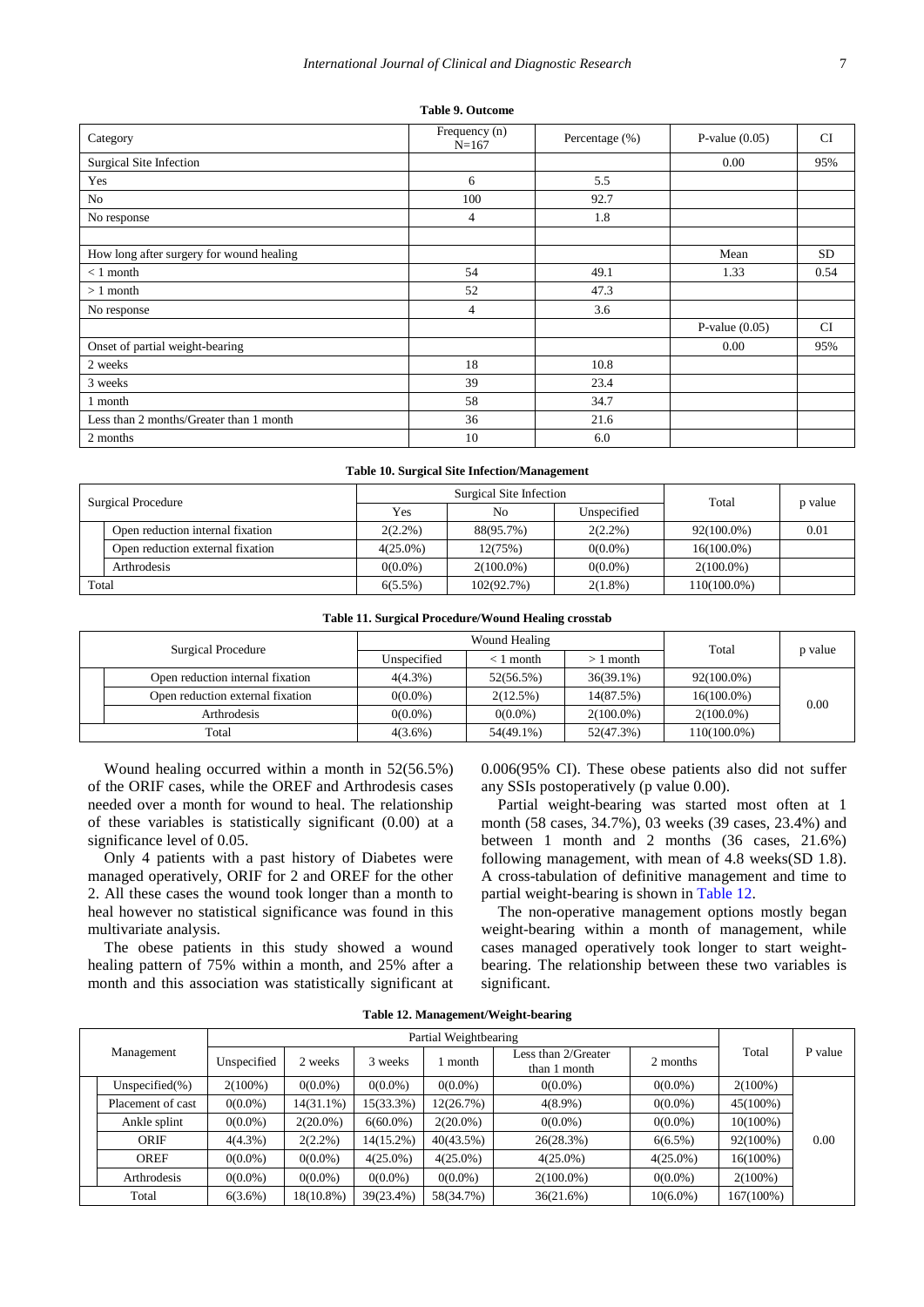**Table 9. Outcome**

| Category | Frequency (n) N=167 | Percentage (%) | P-value (0.05) | CI |
|---|---|---|---|---|
| Surgical Site Infection | | | 0.00 | 95% |
| Yes | 6 | 5.5 | | |
| No | 100 | 92.7 | | |
| No response | 4 | 1.8 | | |
| | | | | |
| How long after surgery for wound healing | | | Mean | SD |
| < 1 month | 54 | 49.1 | 1.33 | 0.54 |
| > 1 month | 52 | 47.3 | | |
| No response | 4 | 3.6 | | |
| | | | P-value (0.05) | CI |
| Onset of partial weight-bearing | | | 0.00 | 95% |
| 2 weeks | 18 | 10.8 | | |
| 3 weeks | 39 | 23.4 | | |
| 1 month | 58 | 34.7 | | |
| Less than 2 months/Greater than 1 month | 36 | 21.6 | | |
| 2 months | 10 | 6.0 | | |

**Table 10. Surgical Site Infection/Management**

| Surgical Procedure | Surgical Site Infection | | | Total | p value |
|---|---|---|---|---|---|
| | Yes | No | Unspecified | | |
| Open reduction internal fixation | 2(2.2%) | 88(95.7%) | 2(2.2%) | 92(100.0%) | 0.01 |
| Open reduction external fixation | 4(25.0%) | 12(75%) | 0(0.0%) | 16(100.0%) | |
| Arthrodesis | 0(0.0%) | 2(100.0%) | 0(0.0%) | 2(100.0%) | |
| Total | 6(5.5%) | 102(92.7%) | 2(1.8%) | 110(100.0%) | |

**Table 11. Surgical Procedure/Wound Healing crosstab**

| Surgical Procedure | Wound Healing | | | Total | p value |
|---|---|---|---|---|---|
| | Unspecified | < 1 month | > 1 month | | |
| Open reduction internal fixation | 4(4.3%) | 52(56.5%) | 36(39.1%) | 92(100.0%) | 0.00 |
| Open reduction external fixation | 0(0.0%) | 2(12.5%) | 14(87.5%) | 16(100.0%) | |
| Arthrodesis | 0(0.0%) | 0(0.0%) | 2(100.0%) | 2(100.0%) | |
| Total | 4(3.6%) | 54(49.1%) | 52(47.3%) | 110(100.0%) | |

Wound healing occurred within a month in 52(56.5%) of the ORIF cases, while the OREF and Arthrodesis cases needed over a month for wound to heal. The relationship of these variables is statistically significant (0.00) at a significance level of 0.05.

Only 4 patients with a past history of Diabetes were managed operatively, ORIF for 2 and OREF for the other 2. All these cases the wound took longer than a month to heal however no statistical significance was found in this multivariate analysis.

The obese patients in this study showed a wound healing pattern of 75% within a month, and 25% after a month and this association was statistically significant at 0.006(95% CI). These obese patients also did not suffer any SSIs postoperatively (p value 0.00).

Partial weight-bearing was started most often at 1 month (58 cases, 34.7%), 03 weeks (39 cases, 23.4%) and between 1 month and 2 months (36 cases, 21.6%) following management, with mean of 4.8 weeks(SD 1.8). A cross-tabulation of definitive management and time to partial weight-bearing is shown in Table 12.

The non-operative management options mostly began weight-bearing within a month of management, while cases managed operatively took longer to start weight-bearing. The relationship between these two variables is significant.

**Table 12. Management/Weight-bearing**

| Management | Partial Weightbearing | | | | | | Total | P value |
|---|---|---|---|---|---|---|---|---|
| | Unspecified | 2 weeks | 3 weeks | 1 month | Less than 2/Greater than 1 month | 2 months | | |
| Unspecified(%) | 2(100%) | 0(0.0%) | 0(0.0%) | 0(0.0%) | 0(0.0%) | 0(0.0%) | 2(100%) | 0.00 |
| Placement of cast | 0(0.0%) | 14(31.1%) | 15(33.3%) | 12(26.7%) | 4(8.9%) | 0(0.0%) | 45(100%) | |
| Ankle splint | 0(0.0%) | 2(20.0%) | 6(60.0%) | 2(20.0%) | 0(0.0%) | 0(0.0%) | 10(100%) | |
| ORIF | 4(4.3%) | 2(2.2%) | 14(15.2%) | 40(43.5%) | 26(28.3%) | 6(6.5%) | 92(100%) | |
| OREF | 0(0.0%) | 0(0.0%) | 4(25.0%) | 4(25.0%) | 4(25.0%) | 4(25.0%) | 16(100%) | |
| Arthrodesis | 0(0.0%) | 0(0.0%) | 0(0.0%) | 0(0.0%) | 2(100.0%) | 0(0.0%) | 2(100%) | |
| Total | 6(3.6%) | 18(10.8%) | 39(23.4%) | 58(34.7%) | 36(21.6%) | 10(6.0%) | 167(100%) | |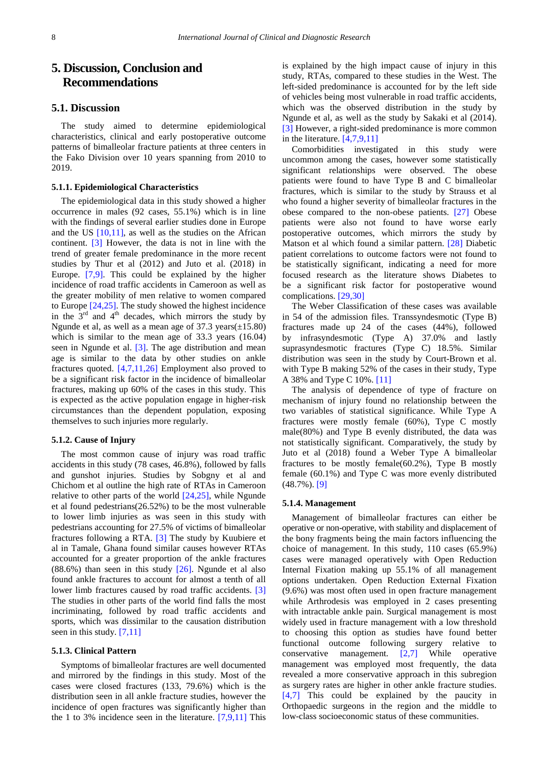# 5. Discussion, Conclusion and Recommendations

## 5.1. Discussion

The study aimed to determine epidemiological characteristics, clinical and early postoperative outcome patterns of bimalleolar fracture patients at three centers in the Fako Division over 10 years spanning from 2010 to 2019.

### 5.1.1. Epidemiological Characteristics

The epidemiological data in this study showed a higher occurrence in males (92 cases, 55.1%) which is in line with the findings of several earlier studies done in Europe and the US [10,11], as well as the studies on the African continent. [3] However, the data is not in line with the trend of greater female predominance in the more recent studies by Thur et al (2012) and Juto et al. (2018) in Europe. [7,9]. This could be explained by the higher incidence of road traffic accidents in Cameroon as well as the greater mobility of men relative to women compared to Europe [24,25]. The study showed the highest incidence in the 3rd and 4th decades, which mirrors the study by Ngunde et al, as well as a mean age of 37.3 years(±15.80) which is similar to the mean age of 33.3 years (16.04) seen in Ngunde et al. [3]. The age distribution and mean age is similar to the data by other studies on ankle fractures quoted. [4,7,11,26] Employment also proved to be a significant risk factor in the incidence of bimalleolar fractures, making up 60% of the cases in this study. This is expected as the active population engage in higher-risk circumstances than the dependent population, exposing themselves to such injuries more regularly.

### 5.1.2. Cause of Injury

The most common cause of injury was road traffic accidents in this study (78 cases, 46.8%), followed by falls and gunshot injuries. Studies by Sobgny et al and Chichom et al outline the high rate of RTAs in Cameroon relative to other parts of the world [24,25], while Ngunde et al found pedestrians(26.52%) to be the most vulnerable to lower limb injuries as was seen in this study with pedestrians accounting for 27.5% of victims of bimalleolar fractures following a RTA. [3] The study by Kuubiere et al in Tamale, Ghana found similar causes however RTAs accounted for a greater proportion of the ankle fractures (88.6%) than seen in this study [26]. Ngunde et al also found ankle fractures to account for almost a tenth of all lower limb fractures caused by road traffic accidents. [3] The studies in other parts of the world find falls the most incriminating, followed by road traffic accidents and sports, which was dissimilar to the causation distribution seen in this study. [7,11]

### 5.1.3. Clinical Pattern

Symptoms of bimalleolar fractures are well documented and mirrored by the findings in this study. Most of the cases were closed fractures (133, 79.6%) which is the distribution seen in all ankle fracture studies, however the incidence of open fractures was significantly higher than the 1 to 3% incidence seen in the literature. [7,9,11] This is explained by the high impact cause of injury in this study, RTAs, compared to these studies in the West. The left-sided predominance is accounted for by the left side of vehicles being most vulnerable in road traffic accidents, which was the observed distribution in the study by Ngunde et al, as well as the study by Sakaki et al (2014). [3] However, a right-sided predominance is more common in the literature. [4,7,9,11]

Comorbidities investigated in this study were uncommon among the cases, however some statistically significant relationships were observed. The obese patients were found to have Type B and C bimalleolar fractures, which is similar to the study by Strauss et al who found a higher severity of bimalleolar fractures in the obese compared to the non-obese patients. [27] Obese patients were also not found to have worse early postoperative outcomes, which mirrors the study by Matson et al which found a similar pattern. [28] Diabetic patient correlations to outcome factors were not found to be statistically significant, indicating a need for more focused research as the literature shows Diabetes to be a significant risk factor for postoperative wound complications. [29,30]

The Weber Classification of these cases was available in 54 of the admission files. Transsyndesmotic (Type B) fractures made up 24 of the cases (44%), followed by infrasyndesmotic (Type A) 37.0% and lastly suprasyndesmotic (Type C) 18.5%. Similar distribution was seen in the study by Court-Brown et al. with Type B making 52% of the cases in their study, Type A 38% and Type C 10%. [11]

The analysis of dependence of type of fracture on mechanism of injury found no relationship between the two variables of statistical significance. While Type A fractures were mostly female (60%), Type C mostly male(80%) and Type B evenly distributed, the data was not statistically significant. Comparatively, the study by Juto et al (2018) found a Weber Type A bimalleolar fractures to be mostly female(60.2%), Type B mostly female (60.1%) and Type C was more evenly distributed (48.7%). [9]

### 5.1.4. Management

Management of bimalleolar fractures can either be operative or non-operative, with stability and displacement of the bony fragments being the main factors influencing the choice of management. In this study, 110 cases (65.9%) cases were managed operatively with Open Reduction Internal Fixation making up 55.1% of all management options undertaken. Open Reduction External Fixation (9.6%) was most often used in open fracture management while Arthrodesis was employed in 2 cases presenting with intractable ankle pain. Surgical management is most widely used in fracture management with a low threshold to choosing this option as studies have found better functional outcome following surgery relative to conservative management. [2,7] While operative management was employed most frequently, the data revealed a more conservative approach in this subregion as surgery rates are higher in other ankle fracture studies. [4,7] This could be explained by the paucity in Orthopaedic surgeons in the region and the middle to low-class socioeconomic status of these communities.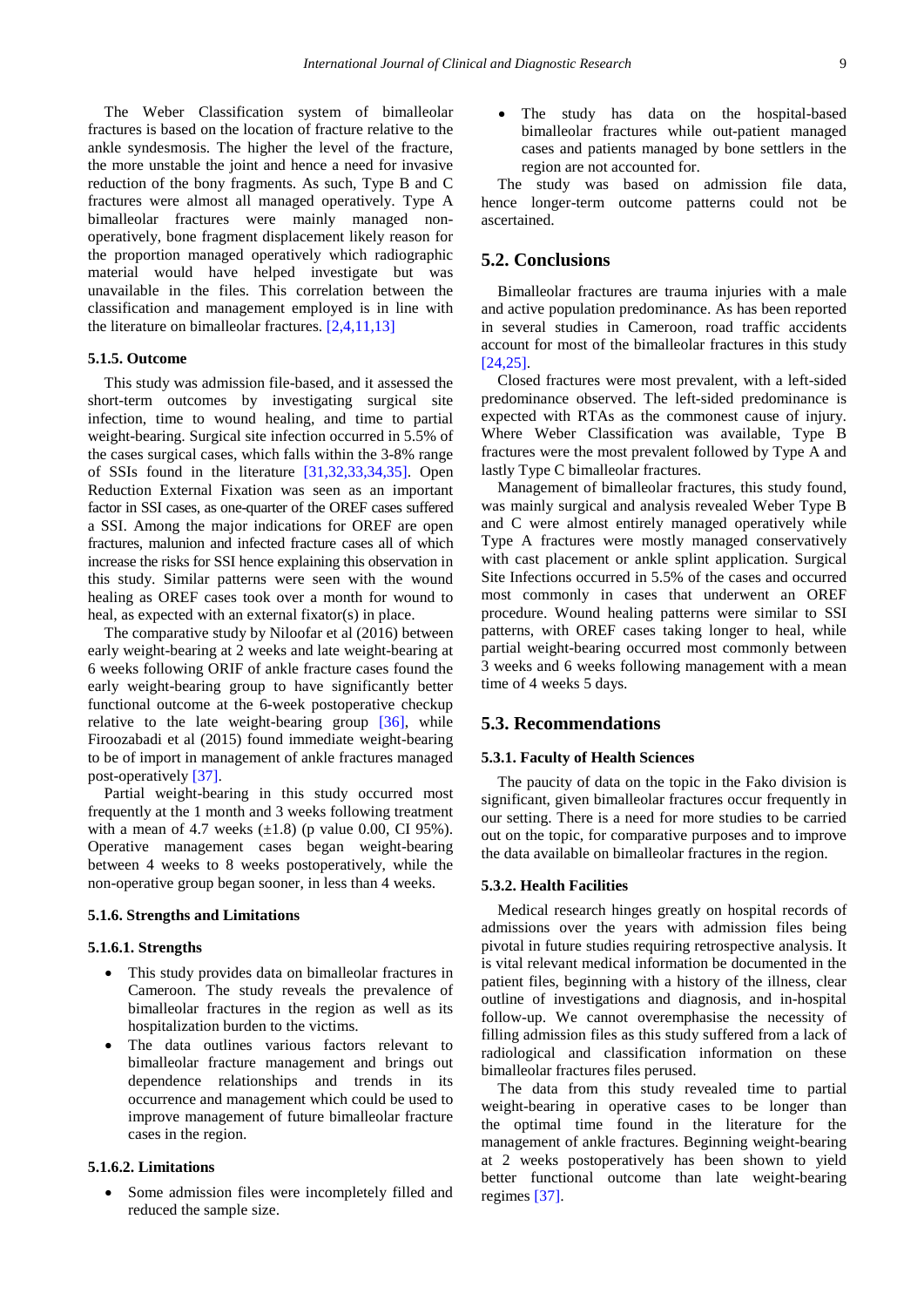The Weber Classification system of bimalleolar fractures is based on the location of fracture relative to the ankle syndesmosis. The higher the level of the fracture, the more unstable the joint and hence a need for invasive reduction of the bony fragments. As such, Type B and C fractures were almost all managed operatively. Type A bimalleolar fractures were mainly managed non-operatively, bone fragment displacement likely reason for the proportion managed operatively which radiographic material would have helped investigate but was unavailable in the files. This correlation between the classification and management employed is in line with the literature on bimalleolar fractures. [2,4,11,13]

#### 5.1.5. Outcome

This study was admission file-based, and it assessed the short-term outcomes by investigating surgical site infection, time to wound healing, and time to partial weight-bearing. Surgical site infection occurred in 5.5% of the cases surgical cases, which falls within the 3-8% range of SSIs found in the literature [31,32,33,34,35]. Open Reduction External Fixation was seen as an important factor in SSI cases, as one-quarter of the OREF cases suffered a SSI. Among the major indications for OREF are open fractures, malunion and infected fracture cases all of which increase the risks for SSI hence explaining this observation in this study. Similar patterns were seen with the wound healing as OREF cases took over a month for wound to heal, as expected with an external fixator(s) in place.

The comparative study by Niloofar et al (2016) between early weight-bearing at 2 weeks and late weight-bearing at 6 weeks following ORIF of ankle fracture cases found the early weight-bearing group to have significantly better functional outcome at the 6-week postoperative checkup relative to the late weight-bearing group [36], while Firoozabadi et al (2015) found immediate weight-bearing to be of import in management of ankle fractures managed post-operatively [37].

Partial weight-bearing in this study occurred most frequently at the 1 month and 3 weeks following treatment with a mean of 4.7 weeks (±1.8) (p value 0.00, CI 95%). Operative management cases began weight-bearing between 4 weeks to 8 weeks postoperatively, while the non-operative group began sooner, in less than 4 weeks.

#### 5.1.6. Strengths and Limitations

#### 5.1.6.1. Strengths

- This study provides data on bimalleolar fractures in Cameroon. The study reveals the prevalence of bimalleolar fractures in the region as well as its hospitalization burden to the victims.
- The data outlines various factors relevant to bimalleolar fracture management and brings out dependence relationships and trends in its occurrence and management which could be used to improve management of future bimalleolar fracture cases in the region.

#### 5.1.6.2. Limitations

- Some admission files were incompletely filled and reduced the sample size.
- The study has data on the hospital-based bimalleolar fractures while out-patient managed cases and patients managed by bone settlers in the region are not accounted for.

The study was based on admission file data, hence longer-term outcome patterns could not be ascertained.

### 5.2. Conclusions

Bimalleolar fractures are trauma injuries with a male and active population predominance. As has been reported in several studies in Cameroon, road traffic accidents account for most of the bimalleolar fractures in this study [24,25].

Closed fractures were most prevalent, with a left-sided predominance observed. The left-sided predominance is expected with RTAs as the commonest cause of injury. Where Weber Classification was available, Type B fractures were the most prevalent followed by Type A and lastly Type C bimalleolar fractures.

Management of bimalleolar fractures, this study found, was mainly surgical and analysis revealed Weber Type B and C were almost entirely managed operatively while Type A fractures were mostly managed conservatively with cast placement or ankle splint application. Surgical Site Infections occurred in 5.5% of the cases and occurred most commonly in cases that underwent an OREF procedure. Wound healing patterns were similar to SSI patterns, with OREF cases taking longer to heal, while partial weight-bearing occurred most commonly between 3 weeks and 6 weeks following management with a mean time of 4 weeks 5 days.

### 5.3. Recommendations

#### 5.3.1. Faculty of Health Sciences

The paucity of data on the topic in the Fako division is significant, given bimalleolar fractures occur frequently in our setting. There is a need for more studies to be carried out on the topic, for comparative purposes and to improve the data available on bimalleolar fractures in the region.

#### 5.3.2. Health Facilities

Medical research hinges greatly on hospital records of admissions over the years with admission files being pivotal in future studies requiring retrospective analysis. It is vital relevant medical information be documented in the patient files, beginning with a history of the illness, clear outline of investigations and diagnosis, and in-hospital follow-up. We cannot overemphasise the necessity of filling admission files as this study suffered from a lack of radiological and classification information on these bimalleolar fractures files perused.

The data from this study revealed time to partial weight-bearing in operative cases to be longer than the optimal time found in the literature for the management of ankle fractures. Beginning weight-bearing at 2 weeks postoperatively has been shown to yield better functional outcome than late weight-bearing regimes [37].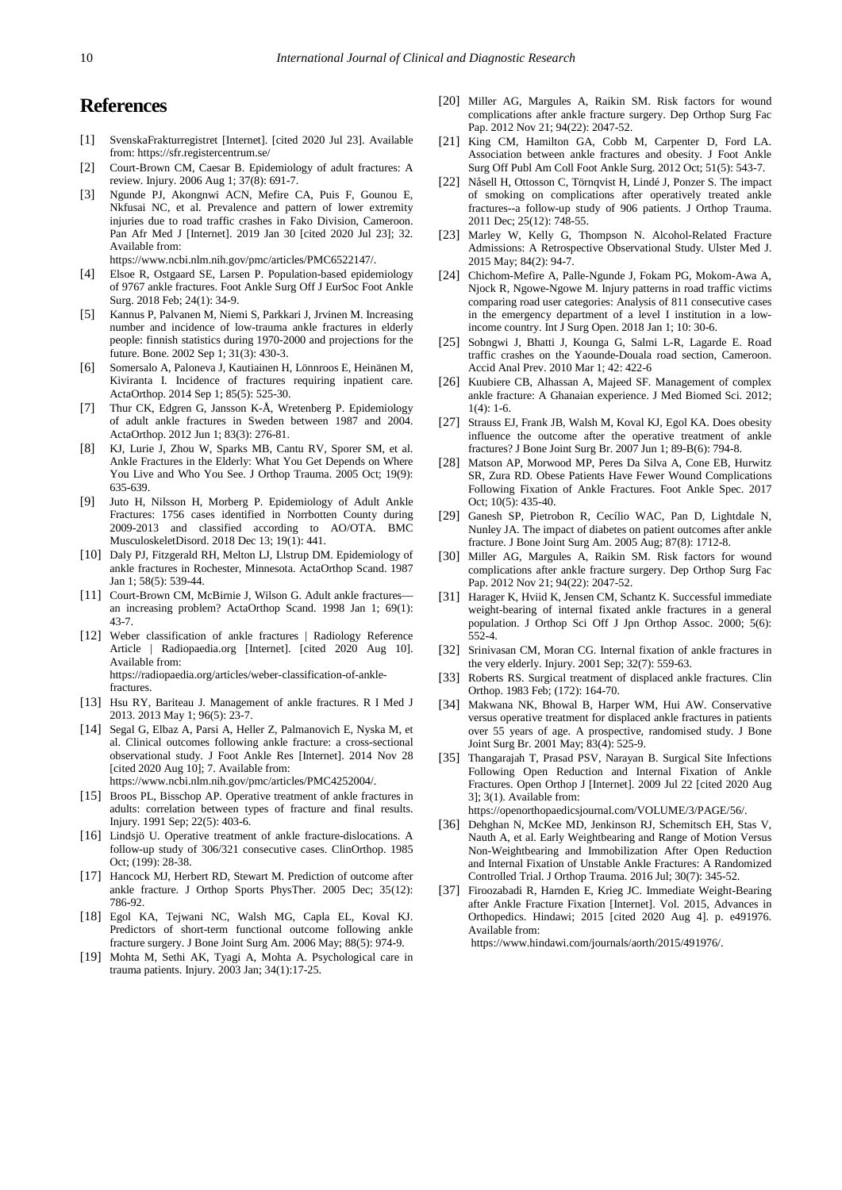# References

[1] SvenskaFrakturregistret [Internet]. [cited 2020 Jul 23]. Available from: https://sfr.registercentrum.se/

[2] Court-Brown CM, Caesar B. Epidemiology of adult fractures: A review. Injury. 2006 Aug 1; 37(8): 691-7.

[3] Ngunde PJ, Akongnwi ACN, Mefire CA, Puis F, Gounou E, Nkfusai NC, et al. Prevalence and pattern of lower extremity injuries due to road traffic crashes in Fako Division, Cameroon. Pan Afr Med J [Internet]. 2019 Jan 30 [cited 2020 Jul 23]; 32. Available from: https://www.ncbi.nlm.nih.gov/pmc/articles/PMC6522147/.

[4] Elsoe R, Ostgaard SE, Larsen P. Population-based epidemiology of 9767 ankle fractures. Foot Ankle Surg Off J EurSoc Foot Ankle Surg. 2018 Feb; 24(1): 34-9.

[5] Kannus P, Palvanen M, Niemi S, Parkkari J, Jrvinen M. Increasing number and incidence of low-trauma ankle fractures in elderly people: finnish statistics during 1970-2000 and projections for the future. Bone. 2002 Sep 1; 31(3): 430-3.

[6] Somersalo A, Paloneva J, Kautiainen H, Lönnroos E, Heinänen M, Kiviranta I. Incidence of fractures requiring inpatient care. ActaOrthop. 2014 Sep 1; 85(5): 525-30.

[7] Thur CK, Edgren G, Jansson K-Å, Wretenberg P. Epidemiology of adult ankle fractures in Sweden between 1987 and 2004. ActaOrthop. 2012 Jun 1; 83(3): 276-81.

[8] KJ, Lurie J, Zhou W, Sparks MB, Cantu RV, Sporer SM, et al. Ankle Fractures in the Elderly: What You Get Depends on Where You Live and Who You See. J Orthop Trauma. 2005 Oct; 19(9): 635-639.

[9] Juto H, Nilsson H, Morberg P. Epidemiology of Adult Ankle Fractures: 1756 cases identified in Norrbotten County during 2009-2013 and classified according to AO/OTA. BMC MusculoskeletDisord. 2018 Dec 13; 19(1): 441.

[10] Daly PJ, Fitzgerald RH, Melton LJ, Llstrup DM. Epidemiology of ankle fractures in Rochester, Minnesota. ActaOrthop Scand. 1987 Jan 1; 58(5): 539-44.

[11] Court-Brown CM, McBirnie J, Wilson G. Adult ankle fractures—an increasing problem? ActaOrthop Scand. 1998 Jan 1; 69(1): 43-7.

[12] Weber classification of ankle fractures | Radiology Reference Article | Radiopaedia.org [Internet]. [cited 2020 Aug 10]. Available from: https://radiopaedia.org/articles/weber-classification-of-ankle-fractures.

[13] Hsu RY, Bariteau J. Management of ankle fractures. R I Med J 2013. 2013 May 1; 96(5): 23-7.

[14] Segal G, Elbaz A, Parsi A, Heller Z, Palmanovich E, Nyska M, et al. Clinical outcomes following ankle fracture: a cross-sectional observational study. J Foot Ankle Res [Internet]. 2014 Nov 28 [cited 2020 Aug 10]; 7. Available from: https://www.ncbi.nlm.nih.gov/pmc/articles/PMC4252004/.

[15] Broos PL, Bisschop AP. Operative treatment of ankle fractures in adults: correlation between types of fracture and final results. Injury. 1991 Sep; 22(5): 403-6.

[16] Lindsjö U. Operative treatment of ankle fracture-dislocations. A follow-up study of 306/321 consecutive cases. ClinOrthop. 1985 Oct; (199): 28-38.

[17] Hancock MJ, Herbert RD, Stewart M. Prediction of outcome after ankle fracture. J Orthop Sports PhysTher. 2005 Dec; 35(12): 786-92.

[18] Egol KA, Tejwani NC, Walsh MG, Capla EL, Koval KJ. Predictors of short-term functional outcome following ankle fracture surgery. J Bone Joint Surg Am. 2006 May; 88(5): 974-9.

[19] Mohta M, Sethi AK, Tyagi A, Mohta A. Psychological care in trauma patients. Injury. 2003 Jan; 34(1):17-25.

[20] Miller AG, Margules A, Raikin SM. Risk factors for wound complications after ankle fracture surgery. Dep Orthop Surg Fac Pap. 2012 Nov 21; 94(22): 2047-52.

[21] King CM, Hamilton GA, Cobb M, Carpenter D, Ford LA. Association between ankle fractures and obesity. J Foot Ankle Surg Off Publ Am Coll Foot Ankle Surg. 2012 Oct; 51(5): 543-7.

[22] Nåsell H, Ottosson C, Törnqvist H, Lindé J, Ponzer S. The impact of smoking on complications after operatively treated ankle fractures--a follow-up study of 906 patients. J Orthop Trauma. 2011 Dec; 25(12): 748-55.

[23] Marley W, Kelly G, Thompson N. Alcohol-Related Fracture Admissions: A Retrospective Observational Study. Ulster Med J. 2015 May; 84(2): 94-7.

[24] Chichom-Mefire A, Palle-Ngunde J, Fokam PG, Mokom-Awa A, Njock R, Ngowe-Ngowe M. Injury patterns in road traffic victims comparing road user categories: Analysis of 811 consecutive cases in the emergency department of a level I institution in a low-income country. Int J Surg Open. 2018 Jan 1; 10: 30-6.

[25] Sobngwi J, Bhatti J, Kounga G, Salmi L-R, Lagarde E. Road traffic crashes on the Yaounde-Douala road section, Cameroon. Accid Anal Prev. 2010 Mar 1; 42: 422-6

[26] Kuubiere CB, Alhassan A, Majeed SF. Management of complex ankle fracture: A Ghanaian experience. J Med Biomed Sci. 2012; 1(4): 1-6.

[27] Strauss EJ, Frank JB, Walsh M, Koval KJ, Egol KA. Does obesity influence the outcome after the operative treatment of ankle fractures? J Bone Joint Surg Br. 2007 Jun 1; 89-B(6): 794-8.

[28] Matson AP, Morwood MP, Peres Da Silva A, Cone EB, Hurwitz SR, Zura RD. Obese Patients Have Fewer Wound Complications Following Fixation of Ankle Fractures. Foot Ankle Spec. 2017 Oct; 10(5): 435-40.

[29] Ganesh SP, Pietrobon R, Cecílio WAC, Pan D, Lightdale N, Nunley JA. The impact of diabetes on patient outcomes after ankle fracture. J Bone Joint Surg Am. 2005 Aug; 87(8): 1712-8.

[30] Miller AG, Margules A, Raikin SM. Risk factors for wound complications after ankle fracture surgery. Dep Orthop Surg Fac Pap. 2012 Nov 21; 94(22): 2047-52.

[31] Harager K, Hviid K, Jensen CM, Schantz K. Successful immediate weight-bearing of internal fixated ankle fractures in a general population. J Orthop Sci Off J Jpn Orthop Assoc. 2000; 5(6): 552-4.

[32] Srinivasan CM, Moran CG. Internal fixation of ankle fractures in the very elderly. Injury. 2001 Sep; 32(7): 559-63.

[33] Roberts RS. Surgical treatment of displaced ankle fractures. Clin Orthop. 1983 Feb; (172): 164-70.

[34] Makwana NK, Bhowal B, Harper WM, Hui AW. Conservative versus operative treatment for displaced ankle fractures in patients over 55 years of age. A prospective, randomised study. J Bone Joint Surg Br. 2001 May; 83(4): 525-9.

[35] Thangarajah T, Prasad PSV, Narayan B. Surgical Site Infections Following Open Reduction and Internal Fixation of Ankle Fractures. Open Orthop J [Internet]. 2009 Jul 22 [cited 2020 Aug 3]; 3(1). Available from: https://openorthopaedicsjournal.com/VOLUME/3/PAGE/56/.

[36] Dehghan N, McKee MD, Jenkinson RJ, Schemitsch EH, Stas V, Nauth A, et al. Early Weightbearing and Range of Motion Versus Non-Weightbearing and Immobilization After Open Reduction and Internal Fixation of Unstable Ankle Fractures: A Randomized Controlled Trial. J Orthop Trauma. 2016 Jul; 30(7): 345-52.

[37] Firoozabadi R, Harnden E, Krieg JC. Immediate Weight-Bearing after Ankle Fracture Fixation [Internet]. Vol. 2015, Advances in Orthopedics. Hindawi; 2015 [cited 2020 Aug 4]. p. e491976. Available from: https://www.hindawi.com/journals/aorth/2015/491976/.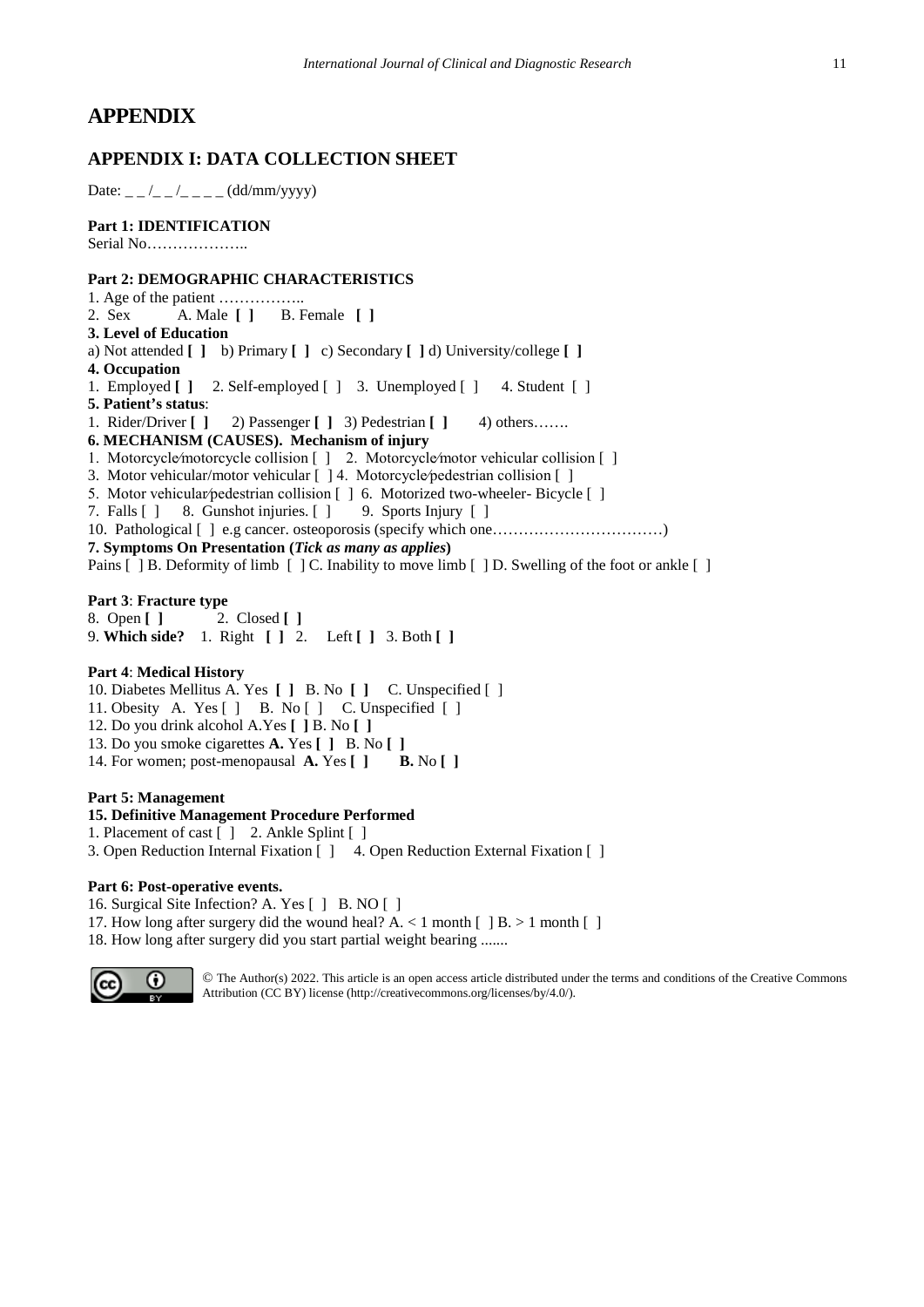# APPENDIX

## APPENDIX I: DATA COLLECTION SHEET

Date: _ _ /_ _ /_ _ _ _ (dd/mm/yyyy)

**Part 1: IDENTIFICATION**
Serial No………………..

**Part 2: DEMOGRAPHIC CHARACTERISTICS**
1. Age of the patient ……………..
2. Sex A. Male **[ ]** B. Female **[ ]**

**3. Level of Education**
a) Not attended **[ ]** b) Primary **[ ]** c) Secondary **[ ]** d) University/college **[ ]**

**4. Occupation**
1. Employed **[ ]** 2. Self-employed [ ] 3. Unemployed [ ] 4. Student [ ]

**5. Patient's status**:
1. Rider/Driver **[ ]** 2) Passenger **[ ]** 3) Pedestrian **[ ]** 4) others…….

**6. MECHANISM (CAUSES). Mechanism of injury**
1. Motorcycle⁄motorcycle collision [ ] 2. Motorcycle⁄motor vehicular collision [ ]
3. Motor vehicular/motor vehicular [ ] 4. Motorcycle⁄pedestrian collision [ ]
5. Motor vehicular⁄pedestrian collision [ ] 6. Motorized two-wheeler- Bicycle [ ]
7. Falls [ ] 8. Gunshot injuries. [ ] 9. Sports Injury [ ]
10. Pathological [ ] e.g cancer. osteoporosis (specify which one……………………………)

**7. Symptoms On Presentation (*Tick as many as applies*)**
Pains [ ] B. Deformity of limb [ ] C. Inability to move limb [ ] D. Swelling of the foot or ankle [ ]

**Part 3**: **Fracture type**
8. Open **[ ]** 2. Closed **[ ]**
9. **Which side?** 1. Right **[ ]** 2. Left **[ ]** 3. Both **[ ]**

**Part 4**: **Medical History**
10. Diabetes Mellitus A. Yes **[ ]** B. No **[ ]** C. Unspecified [ ]
11. Obesity A. Yes [ ] B. No [ ] C. Unspecified [ ]
12. Do you drink alcohol A.Yes **[ ]** B. No **[ ]**
13. Do you smoke cigarettes **A.** Yes **[ ]** B. No **[ ]**
14. For women; post-menopausal **A.** Yes **[ ]** **B.** No **[ ]**

**Part 5: Management**

**15. Definitive Management Procedure Performed**
1. Placement of cast [ ] 2. Ankle Splint [ ]
3. Open Reduction Internal Fixation [ ] 4. Open Reduction External Fixation [ ]

**Part 6: Post-operative events.**
16. Surgical Site Infection? A. Yes [ ] B. NO [ ]
17. How long after surgery did the wound heal? A. < 1 month [ ] B. > 1 month [ ]
18. How long after surgery did you start partial weight bearing .......

© The Author(s) 2022. This article is an open access article distributed under the terms and conditions of the Creative Commons Attribution (CC BY) license (http://creativecommons.org/licenses/by/4.0/).